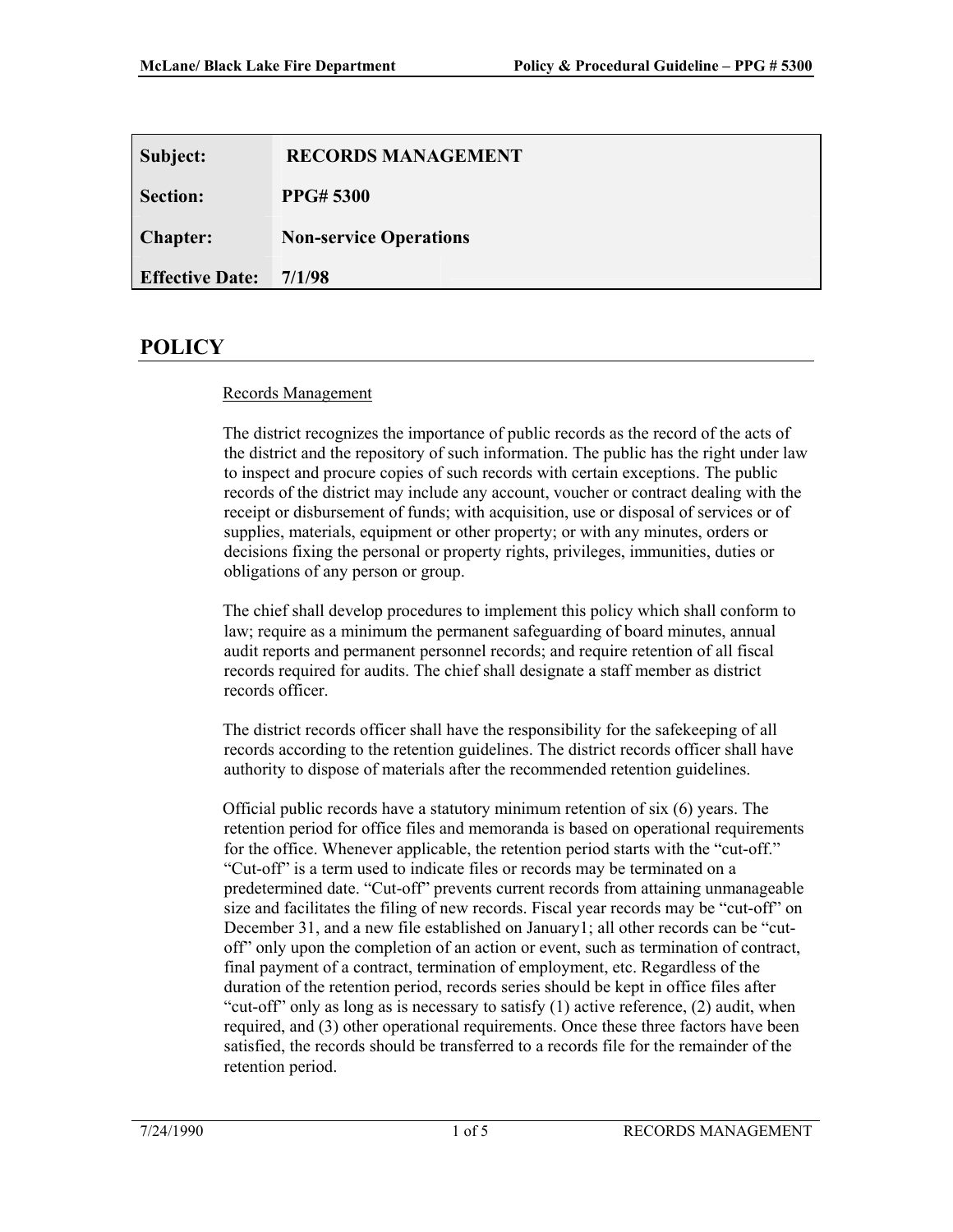| Subject: | RECORDS MANAGEMENT |
| --- | --- |
| Section: | PPG# 5300 |
| Chapter: | Non-service Operations |
| Effective Date: | 7/1/98 |

# POLICY

Records Management

The district recognizes the importance of public records as the record of the acts of the district and the repository of such information. The public has the right under law to inspect and procure copies of such records with certain exceptions. The public records of the district may include any account, voucher or contract dealing with the receipt or disbursement of funds; with acquisition, use or disposal of services or of supplies, materials, equipment or other property; or with any minutes, orders or decisions fixing the personal or property rights, privileges, immunities, duties or obligations of any person or group.

The chief shall develop procedures to implement this policy which shall conform to law; require as a minimum the permanent safeguarding of board minutes, annual audit reports and permanent personnel records; and require retention of all fiscal records required for audits. The chief shall designate a staff member as district records officer.

The district records officer shall have the responsibility for the safekeeping of all records according to the retention guidelines. The district records officer shall have authority to dispose of materials after the recommended retention guidelines.

Official public records have a statutory minimum retention of six (6) years. The retention period for office files and memoranda is based on operational requirements for the office. Whenever applicable, the retention period starts with the "cut-off." "Cut-off" is a term used to indicate files or records may be terminated on a predetermined date. "Cut-off" prevents current records from attaining unmanageable size and facilitates the filing of new records. Fiscal year records may be "cut-off" on December 31, and a new file established on January1; all other records can be "cut-off" only upon the completion of an action or event, such as termination of contract, final payment of a contract, termination of employment, etc. Regardless of the duration of the retention period, records series should be kept in office files after "cut-off" only as long as is necessary to satisfy (1) active reference, (2) audit, when required, and (3) other operational requirements. Once these three factors have been satisfied, the records should be transferred to a records file for the remainder of the retention period.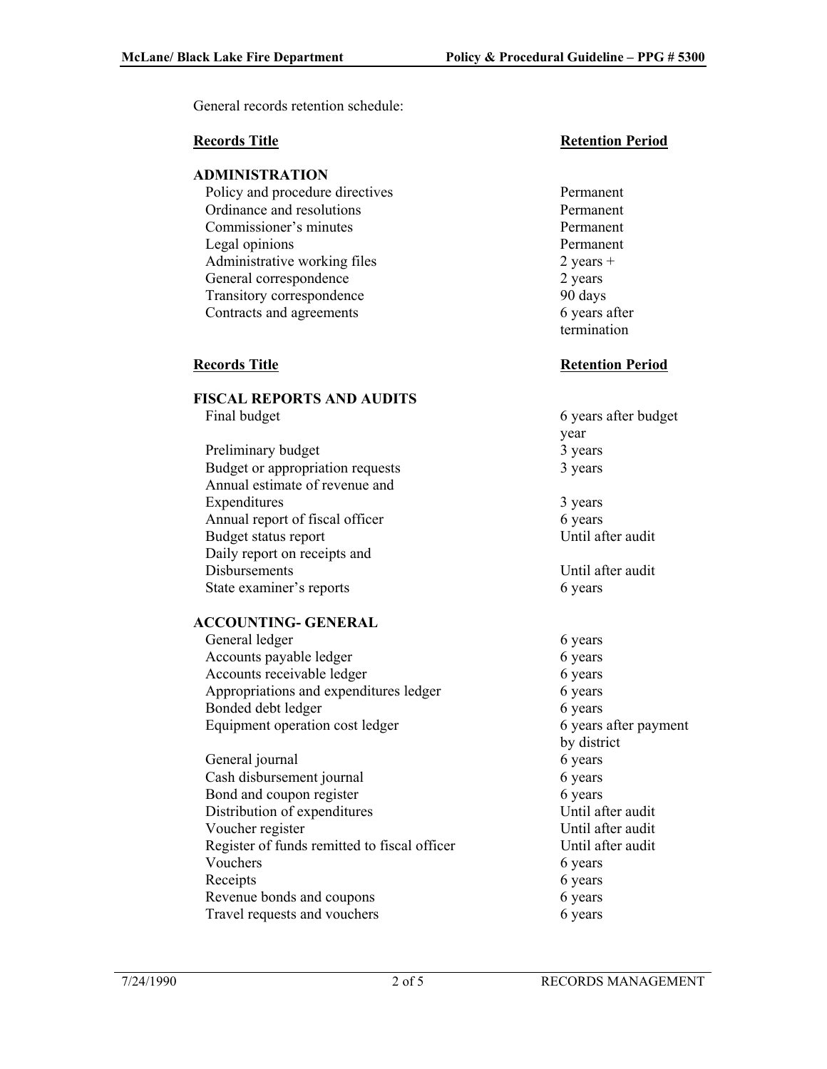General records retention schedule:

| Records Title | Retention Period |
| --- | --- |
| **ADMINISTRATION** | |
| Policy and procedure directives | Permanent |
| Ordinance and resolutions | Permanent |
| Commissioner's minutes | Permanent |
| Legal opinions | Permanent |
| Administrative working files | 2 years + |
| General correspondence | 2 years |
| Transitory correspondence | 90 days |
| Contracts and agreements | 6 years after termination |

| Records Title | Retention Period |
| --- | --- |
| **FISCAL REPORTS AND AUDITS** | |
| Final budget | 6 years after budget year |
| Preliminary budget | 3 years |
| Budget or appropriation requests | 3 years |
| Annual estimate of revenue and Expenditures | 3 years |
| Annual report of fiscal officer | 6 years |
| Budget status report | Until after audit |
| Daily report on receipts and Disbursements | Until after audit |
| State examiner's reports | 6 years |
| **ACCOUNTING- GENERAL** | |
| General ledger | 6 years |
| Accounts payable ledger | 6 years |
| Accounts receivable ledger | 6 years |
| Appropriations and expenditures ledger | 6 years |
| Bonded debt ledger | 6 years |
| Equipment operation cost ledger | 6 years after payment by district |
| General journal | 6 years |
| Cash disbursement journal | 6 years |
| Bond and coupon register | 6 years |
| Distribution of expenditures | Until after audit |
| Voucher register | Until after audit |
| Register of funds remitted to fiscal officer | Until after audit |
| Vouchers | 6 years |
| Receipts | 6 years |
| Revenue bonds and coupons | 6 years |
| Travel requests and vouchers | 6 years |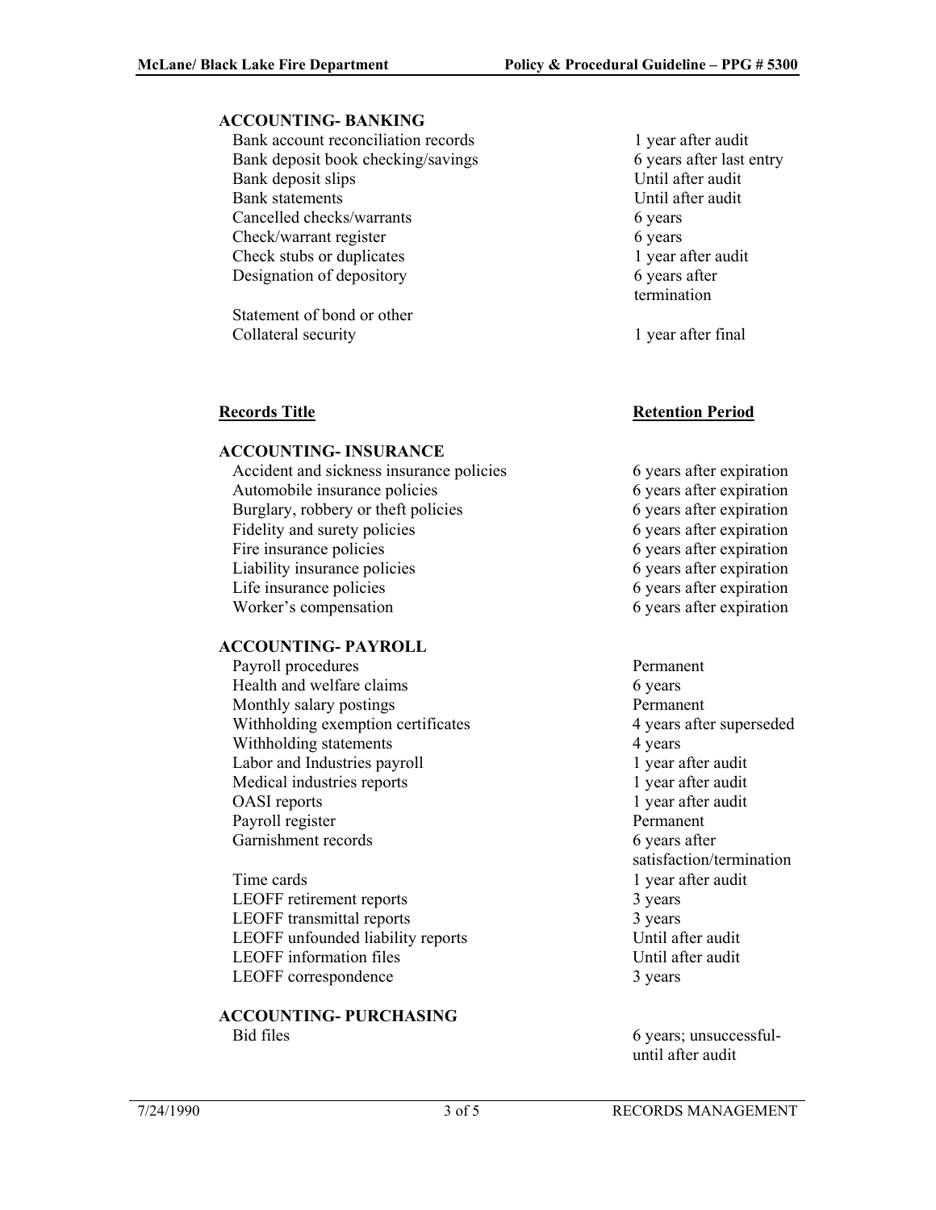### ACCOUNTING- BANKING

| Records Title | Retention Period |
|---|---|
| Bank account reconciliation records | 1 year after audit |
| Bank deposit book checking/savings | 6 years after last entry |
| Bank deposit slips | Until after audit |
| Bank statements | Until after audit |
| Cancelled checks/warrants | 6 years |
| Check/warrant register | 6 years |
| Check stubs or duplicates | 1 year after audit |
| Designation of depository | 6 years after termination |
| Statement of bond or other Collateral security | 1 year after final |

| **Records Title** | **Retention Period** |
|---|---|

### ACCOUNTING- INSURANCE

| Records Title | Retention Period |
|---|---|
| Accident and sickness insurance policies | 6 years after expiration |
| Automobile insurance policies | 6 years after expiration |
| Burglary, robbery or theft policies | 6 years after expiration |
| Fidelity and surety policies | 6 years after expiration |
| Fire insurance policies | 6 years after expiration |
| Liability insurance policies | 6 years after expiration |
| Life insurance policies | 6 years after expiration |
| Worker's compensation | 6 years after expiration |

### ACCOUNTING- PAYROLL

| Records Title | Retention Period |
|---|---|
| Payroll procedures | Permanent |
| Health and welfare claims | 6 years |
| Monthly salary postings | Permanent |
| Withholding exemption certificates | 4 years after superseded |
| Withholding statements | 4 years |
| Labor and Industries payroll | 1 year after audit |
| Medical industries reports | 1 year after audit |
| OASI reports | 1 year after audit |
| Payroll register | Permanent |
| Garnishment records | 6 years after satisfaction/termination |
| Time cards | 1 year after audit |
| LEOFF retirement reports | 3 years |
| LEOFF transmittal reports | 3 years |
| LEOFF unfounded liability reports | Until after audit |
| LEOFF information files | Until after audit |
| LEOFF correspondence | 3 years |

### ACCOUNTING- PURCHASING

| Records Title | Retention Period |
|---|---|
| Bid files | 6 years; unsuccessful- until after audit |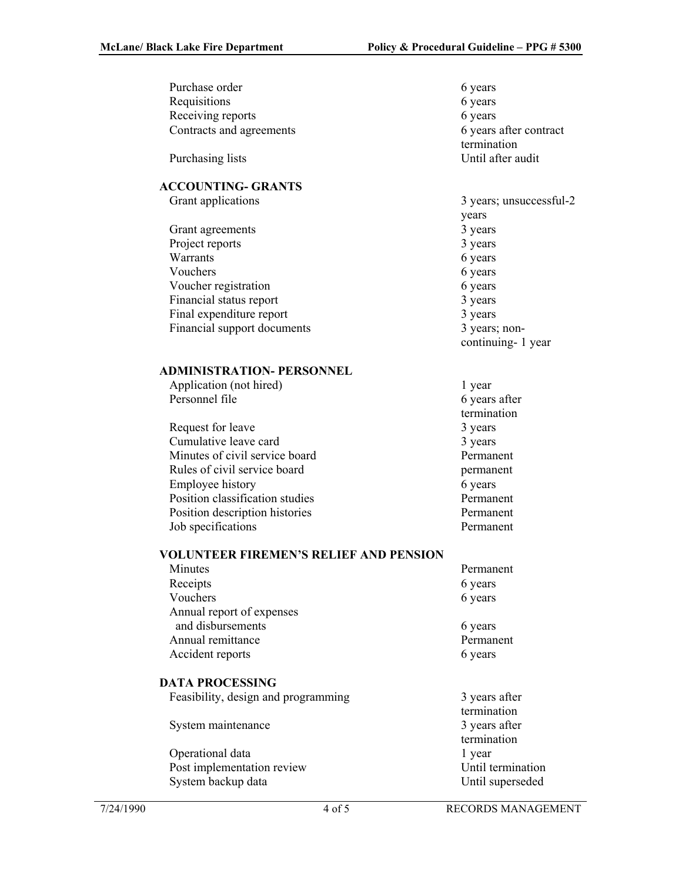| | |
|---|---|
| Purchase order | 6 years |
| Requisitions | 6 years |
| Receiving reports | 6 years |
| Contracts and agreements | 6 years after contract termination |
| Purchasing lists | Until after audit |

**ACCOUNTING- GRANTS**

| | |
|---|---|
| Grant applications | 3 years; unsuccessful-2 years |
| Grant agreements | 3 years |
| Project reports | 3 years |
| Warrants | 6 years |
| Vouchers | 6 years |
| Voucher registration | 6 years |
| Financial status report | 3 years |
| Final expenditure report | 3 years |
| Financial support documents | 3 years; non-continuing- 1 year |

**ADMINISTRATION- PERSONNEL**

| | |
|---|---|
| Application (not hired) | 1 year |
| Personnel file | 6 years after termination |
| Request for leave | 3 years |
| Cumulative leave card | 3 years |
| Minutes of civil service board | Permanent |
| Rules of civil service board | permanent |
| Employee history | 6 years |
| Position classification studies | Permanent |
| Position description histories | Permanent |
| Job specifications | Permanent |

**VOLUNTEER FIREMEN'S RELIEF AND PENSION**

| | |
|---|---|
| Minutes | Permanent |
| Receipts | 6 years |
| Vouchers | 6 years |
| Annual report of expenses and disbursements | 6 years |
| Annual remittance | Permanent |
| Accident reports | 6 years |

**DATA PROCESSING**

| | |
|---|---|
| Feasibility, design and programming | 3 years after termination |
| System maintenance | 3 years after termination |
| Operational data | 1 year |
| Post implementation review | Until termination |
| System backup data | Until superseded |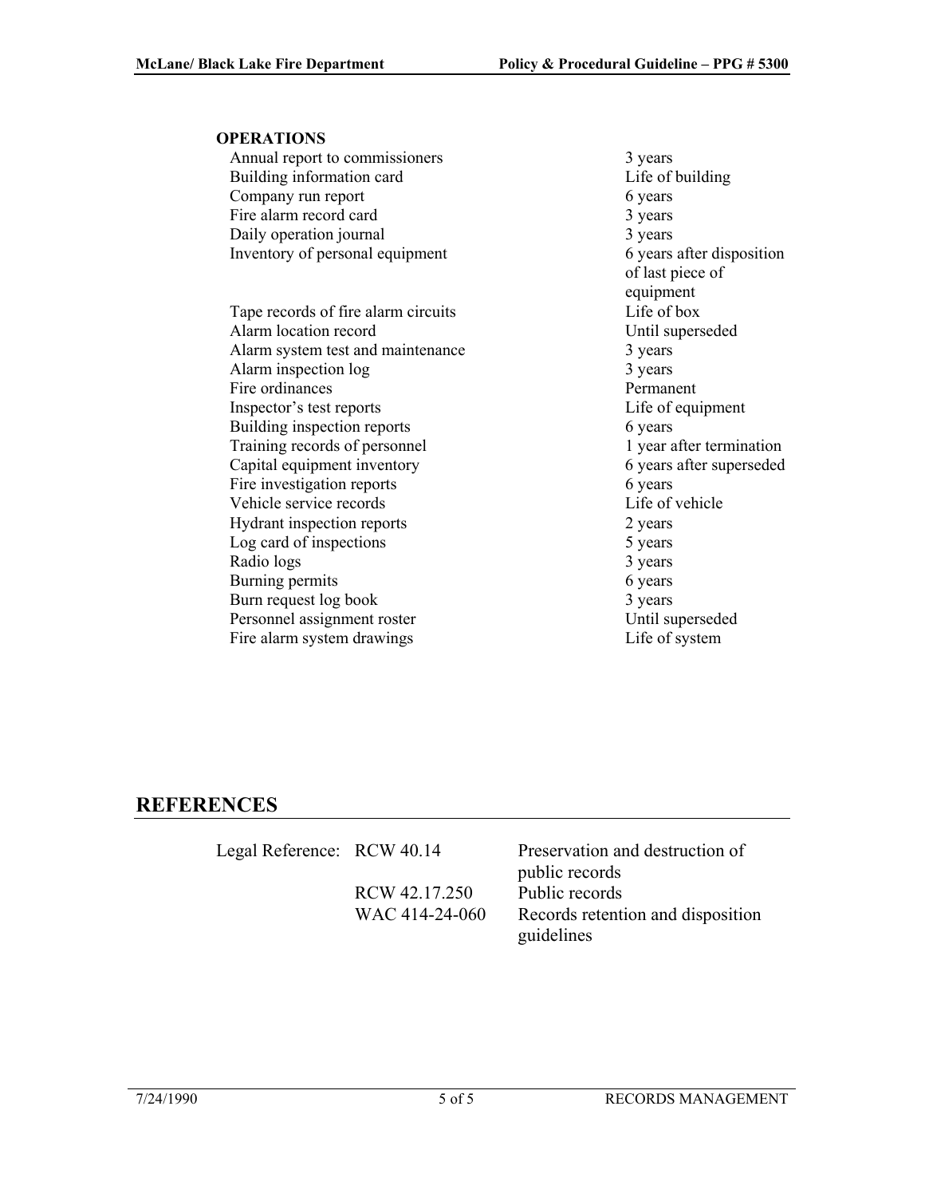**OPERATIONS**

| | |
|---|---|
| Annual report to commissioners | 3 years |
| Building information card | Life of building |
| Company run report | 6 years |
| Fire alarm record card | 3 years |
| Daily operation journal | 3 years |
| Inventory of personal equipment | 6 years after disposition of last piece of equipment |
| Tape records of fire alarm circuits | Life of box |
| Alarm location record | Until superseded |
| Alarm system test and maintenance | 3 years |
| Alarm inspection log | 3 years |
| Fire ordinances | Permanent |
| Inspector's test reports | Life of equipment |
| Building inspection reports | 6 years |
| Training records of personnel | 1 year after termination |
| Capital equipment inventory | 6 years after superseded |
| Fire investigation reports | 6 years |
| Vehicle service records | Life of vehicle |
| Hydrant inspection reports | 2 years |
| Log card of inspections | 5 years |
| Radio logs | 3 years |
| Burning permits | 6 years |
| Burn request log book | 3 years |
| Personnel assignment roster | Until superseded |
| Fire alarm system drawings | Life of system |

## REFERENCES

| | | |
|---|---|---|
| Legal Reference: | RCW 40.14 | Preservation and destruction of public records |
| | RCW 42.17.250 | Public records |
| | WAC 414-24-060 | Records retention and disposition guidelines |